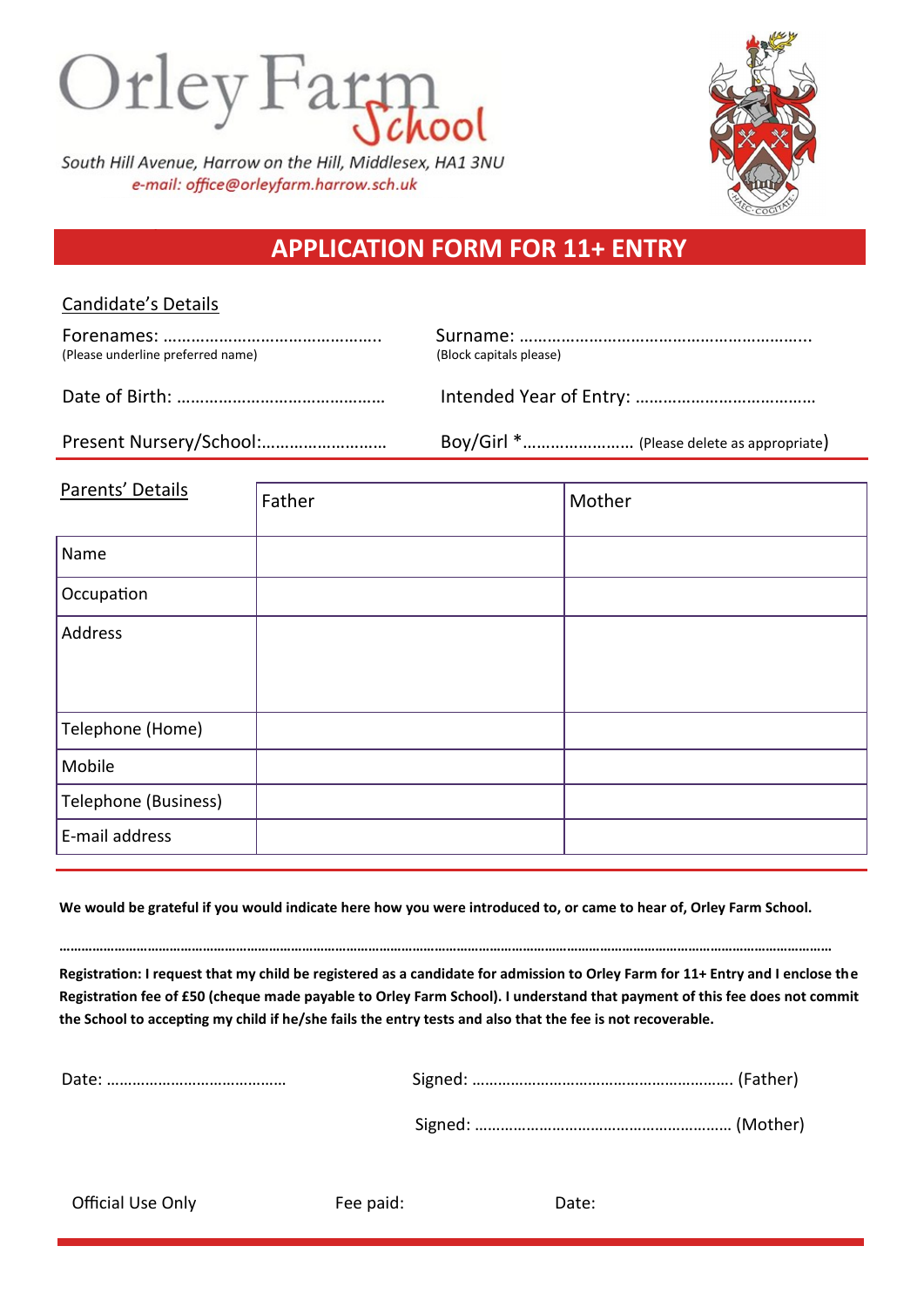# Orley Farm School

*South Hill Avenue, Harrow on the Hill, Middlesex, HA1 3NU*
*e-mail: office@orleyfarm.harrow.sch.uk*

## APPLICATION FORM FOR 11+ ENTRY

Candidate's Details

Forenames: ……………………………………….. (Please underline preferred name)

Surname: ……………………………………………………….. (Block capitals please)

Date of Birth: ………………………………………

Intended Year of Entry: …………………………………

Present Nursery/School:………………………

Boy/Girl *…………………… (Please delete as appropriate)

| Parents' Details | Father | Mother |
|---|---|---|
| Name | | |
| Occupation | | |
| Address | | |
| Telephone (Home) | | |
| Mobile | | |
| Telephone (Business) | | |
| E-mail address | | |

**We would be grateful if you would indicate here how you were introduced to, or came to hear of, Orley Farm School.**

**……………………………………………………………………………………………………………………………………………………………………………**

**Registration: I request that my child be registered as a candidate for admission to Orley Farm for 11+ Entry and I enclose the Registration fee of £50 (cheque made payable to Orley Farm School). I understand that payment of this fee does not commit the School to accepting my child if he/she fails the entry tests and also that the fee is not recoverable.**

Date: ……………………………………

Signed: …………………………………………………. (Father)

Signed: …………………………………………………. (Mother)

Official Use Only    Fee paid:    Date: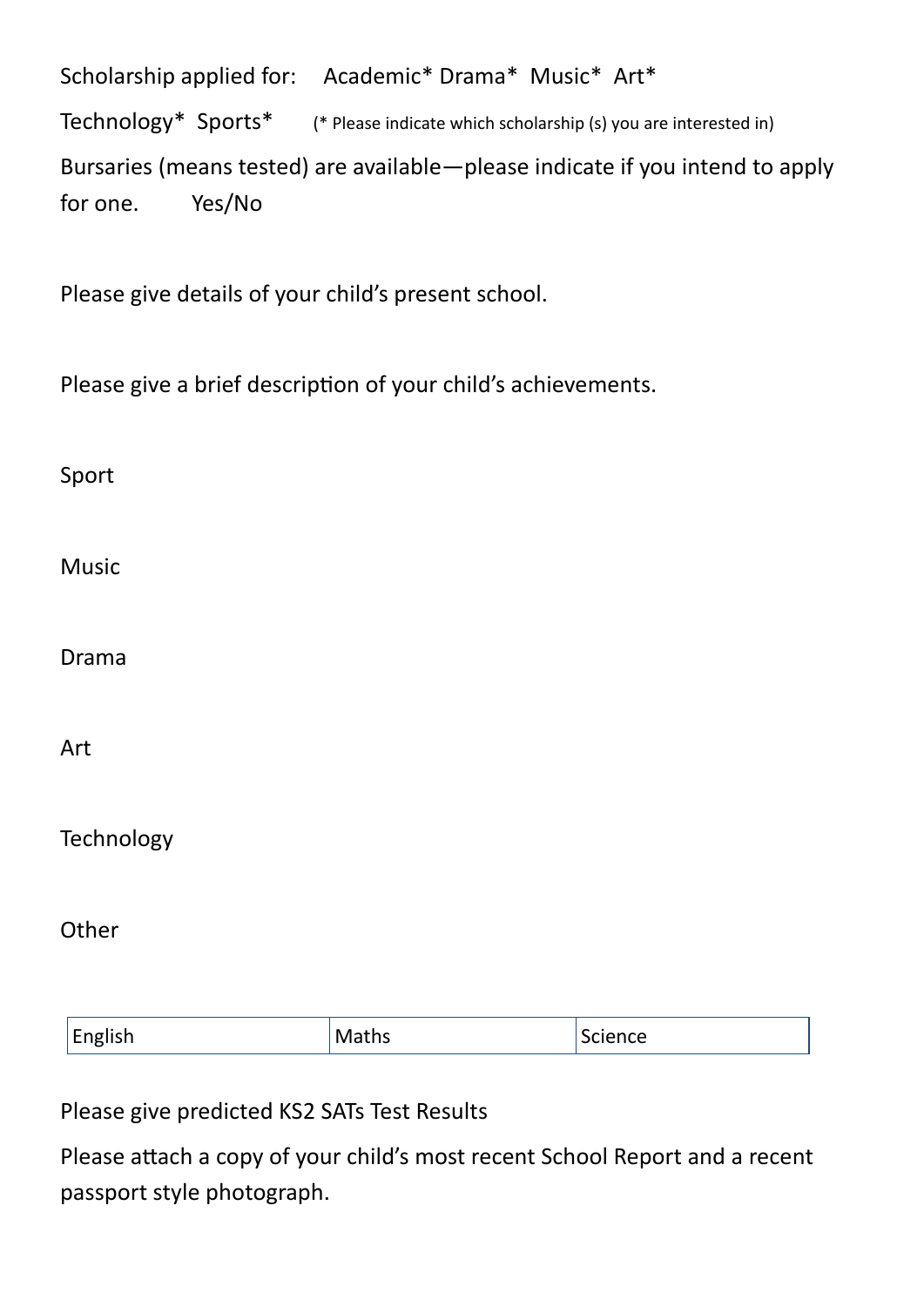Scholarship applied for: Academic* Drama* Music* Art*

Technology* Sports* (* Please indicate which scholarship (s) you are interested in)

Bursaries (means tested) are available—please indicate if you intend to apply for one. Yes/No

Please give details of your child's present school.

Please give a brief description of your child's achievements.

Sport

Music

Drama

Art

Technology

Other

| English | Maths | Science |
| --- | --- | --- |

Please give predicted KS2 SATs Test Results

Please attach a copy of your child's most recent School Report and a recent passport style photograph.